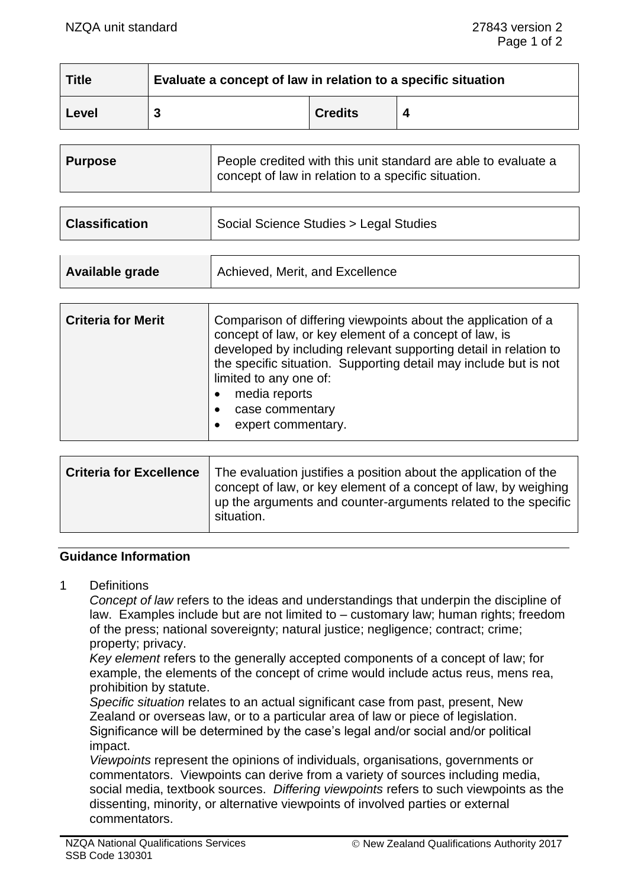| Title | Evaluate a concept of law in relation to a specific situation | | |
|---|---|---|---|
| Level | 3 | Credits | 4 |

| Purpose | People credited with this unit standard are able to evaluate a concept of law in relation to a specific situation. |
|---|---|

| Classification | Social Science Studies > Legal Studies |
|---|---|

| Available grade | Achieved, Merit, and Excellence |
|---|---|

| Criteria for Merit | Comparison of differing viewpoints about the application of a concept of law, or key element of a concept of law, is developed by including relevant supporting detail in relation to the specific situation. Supporting detail may include but is not limited to any one of: <br>• media reports <br>• case commentary <br>• expert commentary. |
|---|---|

| Criteria for Excellence | The evaluation justifies a position about the application of the concept of law, or key element of a concept of law, by weighing up the arguments and counter-arguments related to the specific situation. |
|---|---|

## Guidance Information

1 Definitions

*Concept of law* refers to the ideas and understandings that underpin the discipline of law. Examples include but are not limited to – customary law; human rights; freedom of the press; national sovereignty; natural justice; negligence; contract; crime; property; privacy.

*Key element* refers to the generally accepted components of a concept of law; for example, the elements of the concept of crime would include actus reus, mens rea, prohibition by statute.

*Specific situation* relates to an actual significant case from past, present, New Zealand or overseas law, or to a particular area of law or piece of legislation. Significance will be determined by the case's legal and/or social and/or political impact.

*Viewpoints* represent the opinions of individuals, organisations, governments or commentators. Viewpoints can derive from a variety of sources including media, social media, textbook sources. *Differing viewpoints* refers to such viewpoints as the dissenting, minority, or alternative viewpoints of involved parties or external commentators.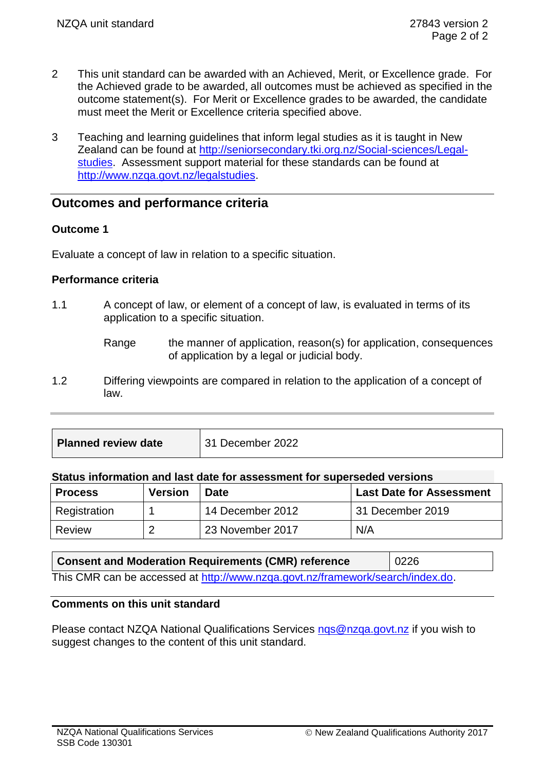2. This unit standard can be awarded with an Achieved, Merit, or Excellence grade. For the Achieved grade to be awarded, all outcomes must be achieved as specified in the outcome statement(s). For Merit or Excellence grades to be awarded, the candidate must meet the Merit or Excellence criteria specified above.

3. Teaching and learning guidelines that inform legal studies as it is taught in New Zealand can be found at http://seniorsecondary.tki.org.nz/Social-sciences/Legal-studies. Assessment support material for these standards can be found at http://www.nzqa.govt.nz/legalstudies.

## Outcomes and performance criteria

### Outcome 1

Evaluate a concept of law in relation to a specific situation.

### Performance criteria

1.1 A concept of law, or element of a concept of law, is evaluated in terms of its application to a specific situation.

Range: the manner of application, reason(s) for application, consequences of application by a legal or judicial body.

1.2 Differing viewpoints are compared in relation to the application of a concept of law.

| | |
|---|---|
| **Planned review date** | 31 December 2022 |

**Status information and last date for assessment for superseded versions**

| Process | Version | Date | Last Date for Assessment |
|---|---|---|---|
| Registration | 1 | 14 December 2012 | 31 December 2019 |
| Review | 2 | 23 November 2017 | N/A |

| | |
|---|---|
| **Consent and Moderation Requirements (CMR) reference** | 0226 |

This CMR can be accessed at http://www.nzqa.govt.nz/framework/search/index.do.

### Comments on this unit standard

Please contact NZQA National Qualifications Services nqs@nzqa.govt.nz if you wish to suggest changes to the content of this unit standard.